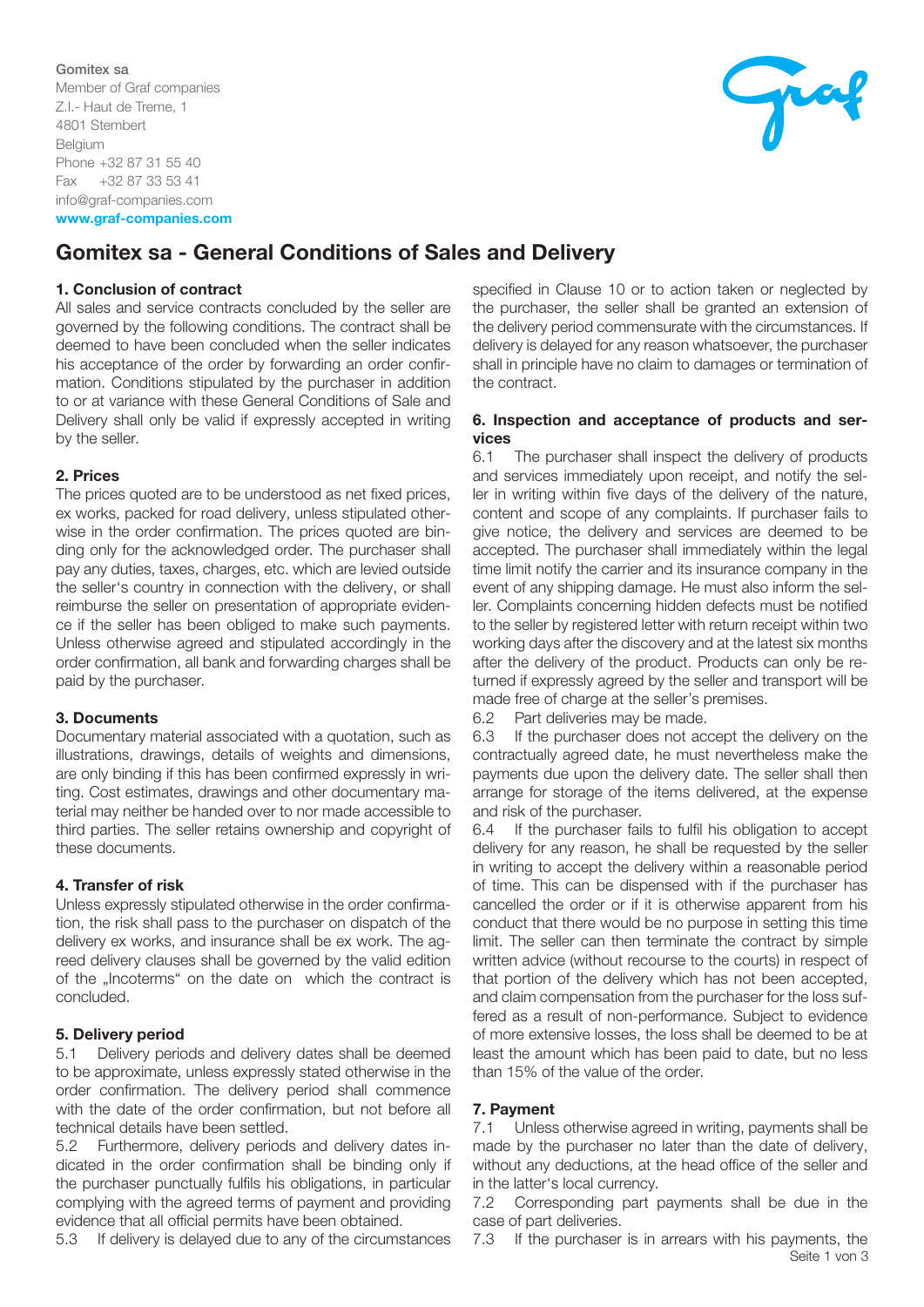Gomitex sa
Member of Graf companies
Z.I.- Haut de Treme, 1
4801 Stembert
Belgium
Phone +32 87 31 55 40
Fax +32 87 33 53 41
info@graf-companies.com
**www.graf-companies.com**

# Gomitex sa - General Conditions of Sales and Delivery

### 1. Conclusion of contract

All sales and service contracts concluded by the seller are governed by the following conditions. The contract shall be deemed to have been concluded when the seller indicates his acceptance of the order by forwarding an order confirmation. Conditions stipulated by the purchaser in addition to or at variance with these General Conditions of Sale and Delivery shall only be valid if expressly accepted in writing by the seller.

### 2. Prices

The prices quoted are to be understood as net fixed prices, ex works, packed for road delivery, unless stipulated otherwise in the order confirmation. The prices quoted are binding only for the acknowledged order. The purchaser shall pay any duties, taxes, charges, etc. which are levied outside the seller's country in connection with the delivery, or shall reimburse the seller on presentation of appropriate evidence if the seller has been obliged to make such payments. Unless otherwise agreed and stipulated accordingly in the order confirmation, all bank and forwarding charges shall be paid by the purchaser.

### 3. Documents

Documentary material associated with a quotation, such as illustrations, drawings, details of weights and dimensions, are only binding if this has been confirmed expressly in writing. Cost estimates, drawings and other documentary material may neither be handed over to nor made accessible to third parties. The seller retains ownership and copyright of these documents.

### 4. Transfer of risk

Unless expressly stipulated otherwise in the order confirmation, the risk shall pass to the purchaser on dispatch of the delivery ex works, and insurance shall be ex work. The agreed delivery clauses shall be governed by the valid edition of the „Incoterms" on the date on which the contract is concluded.

### 5. Delivery period

5.1 Delivery periods and delivery dates shall be deemed to be approximate, unless expressly stated otherwise in the order confirmation. The delivery period shall commence with the date of the order confirmation, but not before all technical details have been settled.

5.2 Furthermore, delivery periods and delivery dates indicated in the order confirmation shall be binding only if the purchaser punctually fulfils his obligations, in particular complying with the agreed terms of payment and providing evidence that all official permits have been obtained.

5.3 If delivery is delayed due to any of the circumstances specified in Clause 10 or to action taken or neglected by the purchaser, the seller shall be granted an extension of the delivery period commensurate with the circumstances. If delivery is delayed for any reason whatsoever, the purchaser shall in principle have no claim to damages or termination of the contract.

### 6. Inspection and acceptance of products and services

6.1 The purchaser shall inspect the delivery of products and services immediately upon receipt, and notify the seller in writing within five days of the delivery of the nature, content and scope of any complaints. If purchaser fails to give notice, the delivery and services are deemed to be accepted. The purchaser shall immediately within the legal time limit notify the carrier and its insurance company in the event of any shipping damage. He must also inform the seller. Complaints concerning hidden defects must be notified to the seller by registered letter with return receipt within two working days after the discovery and at the latest six months after the delivery of the product. Products can only be returned if expressly agreed by the seller and transport will be made free of charge at the seller's premises.

6.2 Part deliveries may be made.

6.3 If the purchaser does not accept the delivery on the contractually agreed date, he must nevertheless make the payments due upon the delivery date. The seller shall then arrange for storage of the items delivered, at the expense and risk of the purchaser.

6.4 If the purchaser fails to fulfil his obligation to accept delivery for any reason, he shall be requested by the seller in writing to accept the delivery within a reasonable period of time. This can be dispensed with if the purchaser has cancelled the order or if it is otherwise apparent from his conduct that there would be no purpose in setting this time limit. The seller can then terminate the contract by simple written advice (without recourse to the courts) in respect of that portion of the delivery which has not been accepted, and claim compensation from the purchaser for the loss suffered as a result of non-performance. Subject to evidence of more extensive losses, the loss shall be deemed to be at least the amount which has been paid to date, but no less than 15% of the value of the order.

### 7. Payment

7.1 Unless otherwise agreed in writing, payments shall be made by the purchaser no later than the date of delivery, without any deductions, at the head office of the seller and in the latter's local currency.

7.2 Corresponding part payments shall be due in the case of part deliveries.

7.3 If the purchaser is in arrears with his payments, the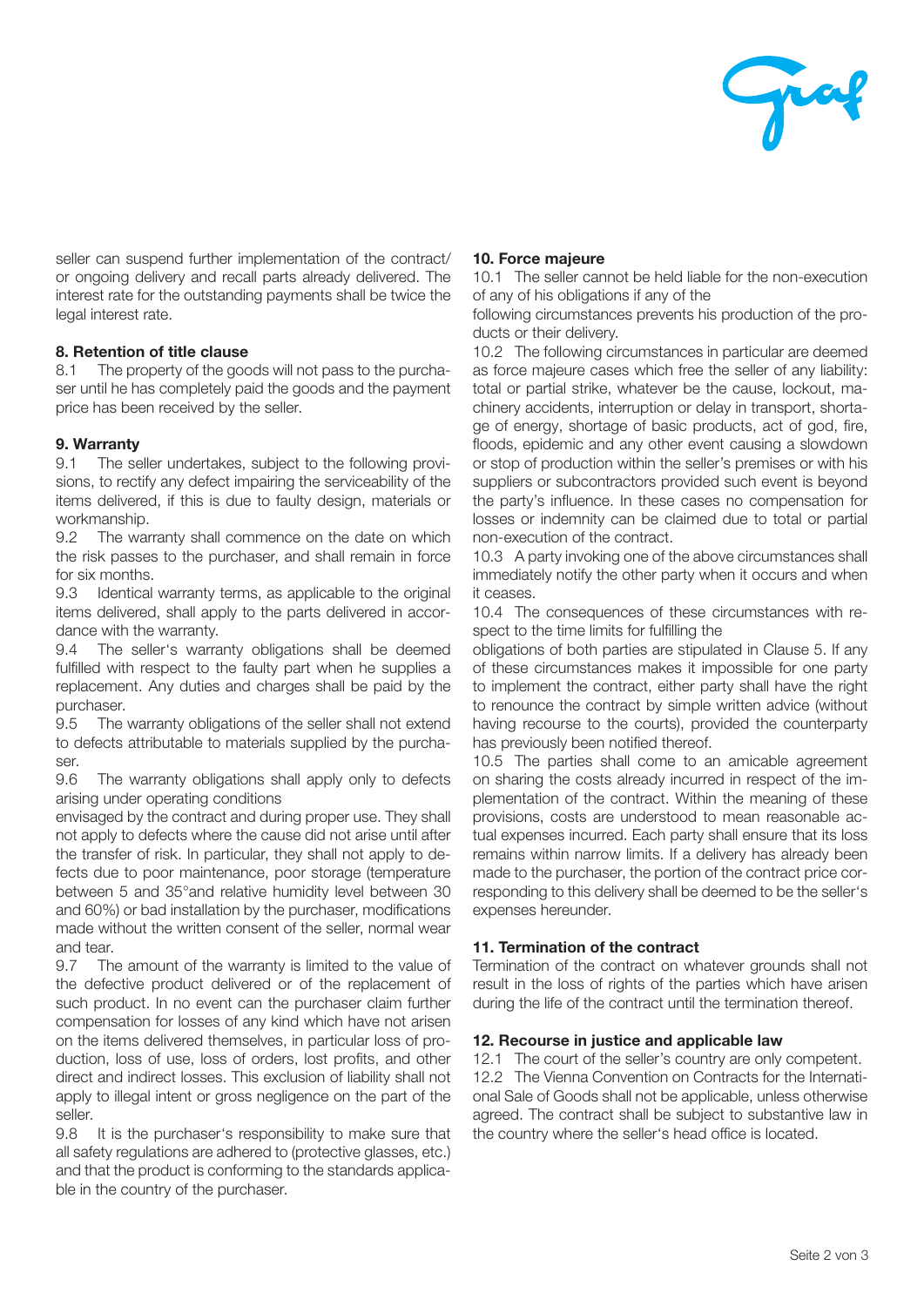seller can suspend further implementation of the contract/ or ongoing delivery and recall parts already delivered. The interest rate for the outstanding payments shall be twice the legal interest rate.

**8. Retention of title clause**

8.1 The property of the goods will not pass to the purchaser until he has completely paid the goods and the payment price has been received by the seller.

**9. Warranty**

9.1 The seller undertakes, subject to the following provisions, to rectify any defect impairing the serviceability of the items delivered, if this is due to faulty design, materials or workmanship.

9.2 The warranty shall commence on the date on which the risk passes to the purchaser, and shall remain in force for six months.

9.3 Identical warranty terms, as applicable to the original items delivered, shall apply to the parts delivered in accordance with the warranty.

9.4 The seller's warranty obligations shall be deemed fulfilled with respect to the faulty part when he supplies a replacement. Any duties and charges shall be paid by the purchaser.

9.5 The warranty obligations of the seller shall not extend to defects attributable to materials supplied by the purchaser.

9.6 The warranty obligations shall apply only to defects arising under operating conditions envisaged by the contract and during proper use. They shall not apply to defects where the cause did not arise until after the transfer of risk. In particular, they shall not apply to defects due to poor maintenance, poor storage (temperature between 5 and 35°and relative humidity level between 30 and 60%) or bad installation by the purchaser, modifications made without the written consent of the seller, normal wear and tear.

9.7 The amount of the warranty is limited to the value of the defective product delivered or of the replacement of such product. In no event can the purchaser claim further compensation for losses of any kind which have not arisen on the items delivered themselves, in particular loss of production, loss of use, loss of orders, lost profits, and other direct and indirect losses. This exclusion of liability shall not apply to illegal intent or gross negligence on the part of the seller.

9.8 It is the purchaser's responsibility to make sure that all safety regulations are adhered to (protective glasses, etc.) and that the product is conforming to the standards applicable in the country of the purchaser.

**10. Force majeure**

10.1 The seller cannot be held liable for the non-execution of any of his obligations if any of the following circumstances prevents his production of the products or their delivery.

10.2 The following circumstances in particular are deemed as force majeure cases which free the seller of any liability: total or partial strike, whatever be the cause, lockout, machinery accidents, interruption or delay in transport, shortage of energy, shortage of basic products, act of god, fire, floods, epidemic and any other event causing a slowdown or stop of production within the seller's premises or with his suppliers or subcontractors provided such event is beyond the party's influence. In these cases no compensation for losses or indemnity can be claimed due to total or partial non-execution of the contract.

10.3 A party invoking one of the above circumstances shall immediately notify the other party when it occurs and when it ceases.

10.4 The consequences of these circumstances with respect to the time limits for fulfilling the obligations of both parties are stipulated in Clause 5. If any of these circumstances makes it impossible for one party to implement the contract, either party shall have the right to renounce the contract by simple written advice (without having recourse to the courts), provided the counterparty has previously been notified thereof.

10.5 The parties shall come to an amicable agreement on sharing the costs already incurred in respect of the implementation of the contract. Within the meaning of these provisions, costs are understood to mean reasonable actual expenses incurred. Each party shall ensure that its loss remains within narrow limits. If a delivery has already been made to the purchaser, the portion of the contract price corresponding to this delivery shall be deemed to be the seller's expenses hereunder.

**11. Termination of the contract**

Termination of the contract on whatever grounds shall not result in the loss of rights of the parties which have arisen during the life of the contract until the termination thereof.

**12. Recourse in justice and applicable law**

12.1 The court of the seller's country are only competent.

12.2 The Vienna Convention on Contracts for the International Sale of Goods shall not be applicable, unless otherwise agreed. The contract shall be subject to substantive law in the country where the seller's head office is located.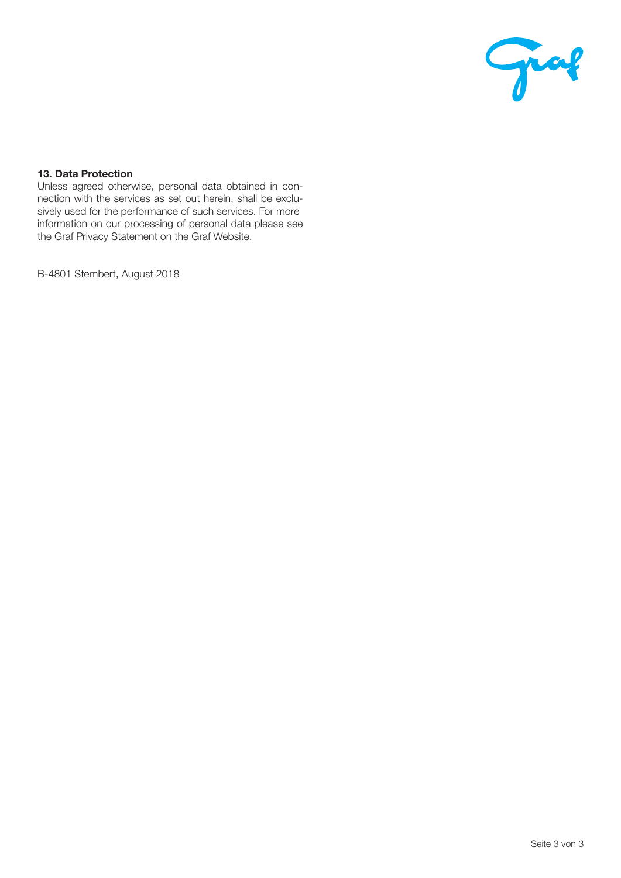### 13. Data Protection

Unless agreed otherwise, personal data obtained in connection with the services as set out herein, shall be exclusively used for the performance of such services. For more information on our processing of personal data please see the Graf Privacy Statement on the Graf Website.

B-4801 Stembert, August 2018